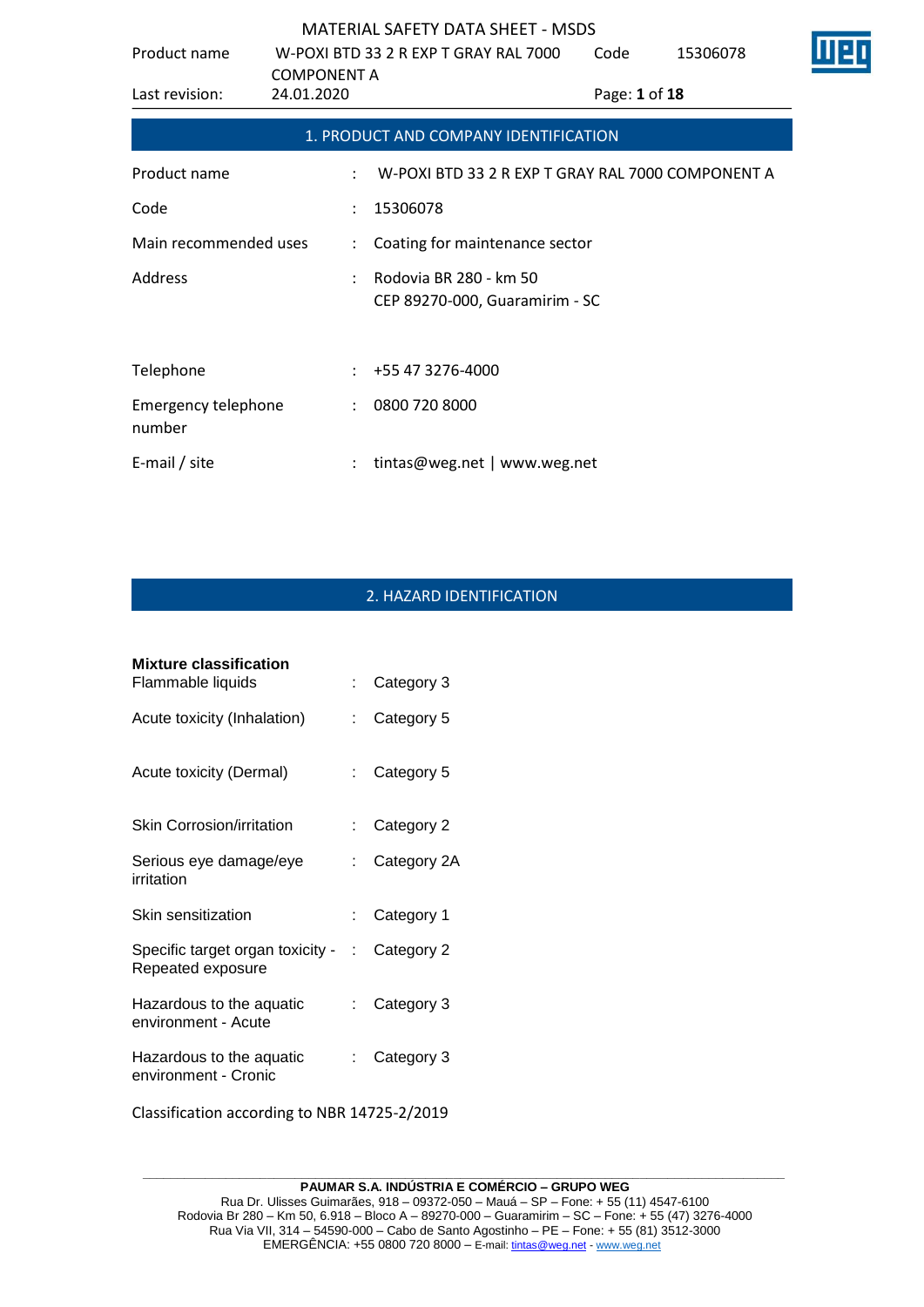## 1. PRODUCT AND COMPANY IDENTIFICATION

| | | |
|---|---|---|
| Product name | : | W-POXI BTD 33 2 R EXP T GRAY RAL 7000 COMPONENT A |
| Code | : | 15306078 |
| Main recommended uses | : | Coating for maintenance sector |
| Address | : | Rodovia BR 280 - km 50<br>CEP 89270-000, Guaramirim - SC |
| Telephone | : | +55 47 3276-4000 |
| Emergency telephone number | : | 0800 720 8000 |
| E-mail / site | : | tintas@weg.net \| www.weg.net |

## 2. HAZARD IDENTIFICATION

**Mixture classification**

| | | |
|---|---|---|
| Flammable liquids | : | Category 3 |
| Acute toxicity (Inhalation) | : | Category 5 |
| Acute toxicity (Dermal) | : | Category 5 |
| Skin Corrosion/irritation | : | Category 2 |
| Serious eye damage/eye irritation | : | Category 2A |
| Skin sensitization | : | Category 1 |
| Specific target organ toxicity - Repeated exposure | : | Category 2 |
| Hazardous to the aquatic environment - Acute | : | Category 3 |
| Hazardous to the aquatic environment - Cronic | : | Category 3 |

Classification according to NBR 14725-2/2019

**PAUMAR S.A. INDÚSTRIA E COMÉRCIO – GRUPO WEG**
Rua Dr. Ulisses Guimarães, 918 – 09372-050 – Mauá – SP – Fone: + 55 (11) 4547-6100
Rodovia Br 280 – Km 50, 6.918 – Bloco A – 89270-000 – Guaramirim – SC – Fone: + 55 (47) 3276-4000
Rua Via VII, 314 – 54590-000 – Cabo de Santo Agostinho – PE – Fone: + 55 (81) 3512-3000
EMERGÊNCIA: +55 0800 720 8000 – E-mail: tintas@weg.net - www.weg.net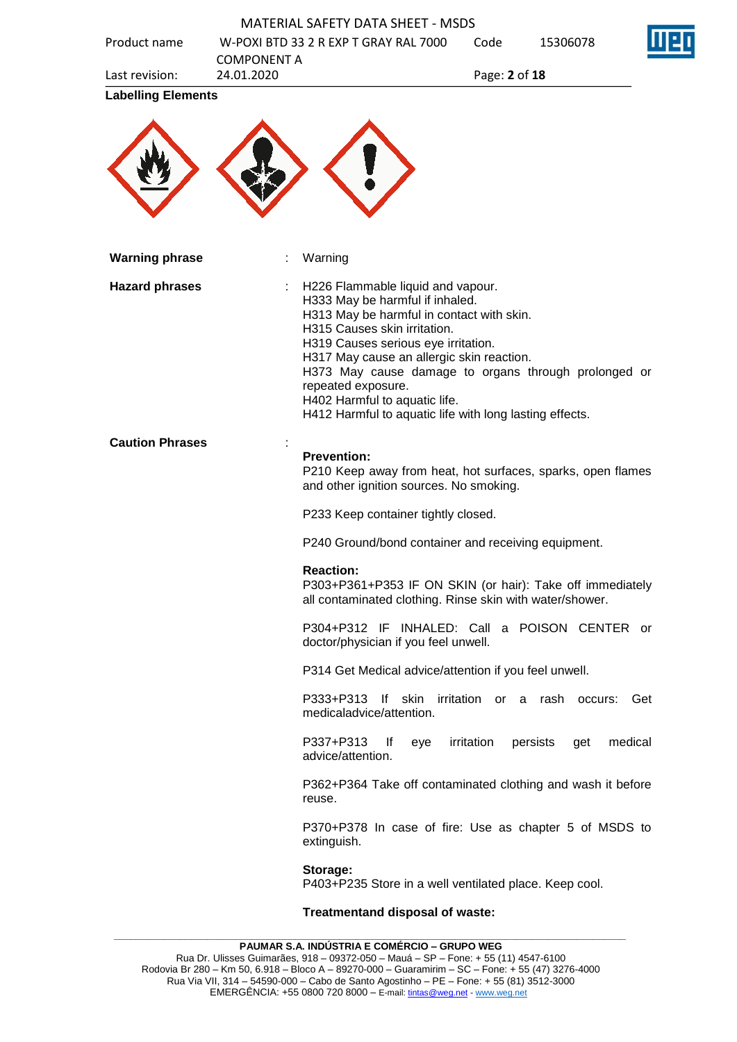**Labelling Elements**

**Warning phrase** : Warning

**Hazard phrases** :

H226 Flammable liquid and vapour.
H333 May be harmful if inhaled.
H313 May be harmful in contact with skin.
H315 Causes skin irritation.
H319 Causes serious eye irritation.
H317 May cause an allergic skin reaction.
H373 May cause damage to organs through prolonged or repeated exposure.
H402 Harmful to aquatic life.
H412 Harmful to aquatic life with long lasting effects.

**Caution Phrases** :

**Prevention:**
P210 Keep away from heat, hot surfaces, sparks, open flames and other ignition sources. No smoking.

P233 Keep container tightly closed.

P240 Ground/bond container and receiving equipment.

**Reaction:**
P303+P361+P353 IF ON SKIN (or hair): Take off immediately all contaminated clothing. Rinse skin with water/shower.

P304+P312 IF INHALED: Call a POISON CENTER or doctor/physician if you feel unwell.

P314 Get Medical advice/attention if you feel unwell.

P333+P313 If skin irritation or a rash occurs: Get medicaladvice/attention.

P337+P313 If eye irritation persists get medical advice/attention.

P362+P364 Take off contaminated clothing and wash it before reuse.

P370+P378 In case of fire: Use as chapter 5 of MSDS to extinguish.

**Storage:**
P403+P235 Store in a well ventilated place. Keep cool.

**Treatmentand disposal of waste:**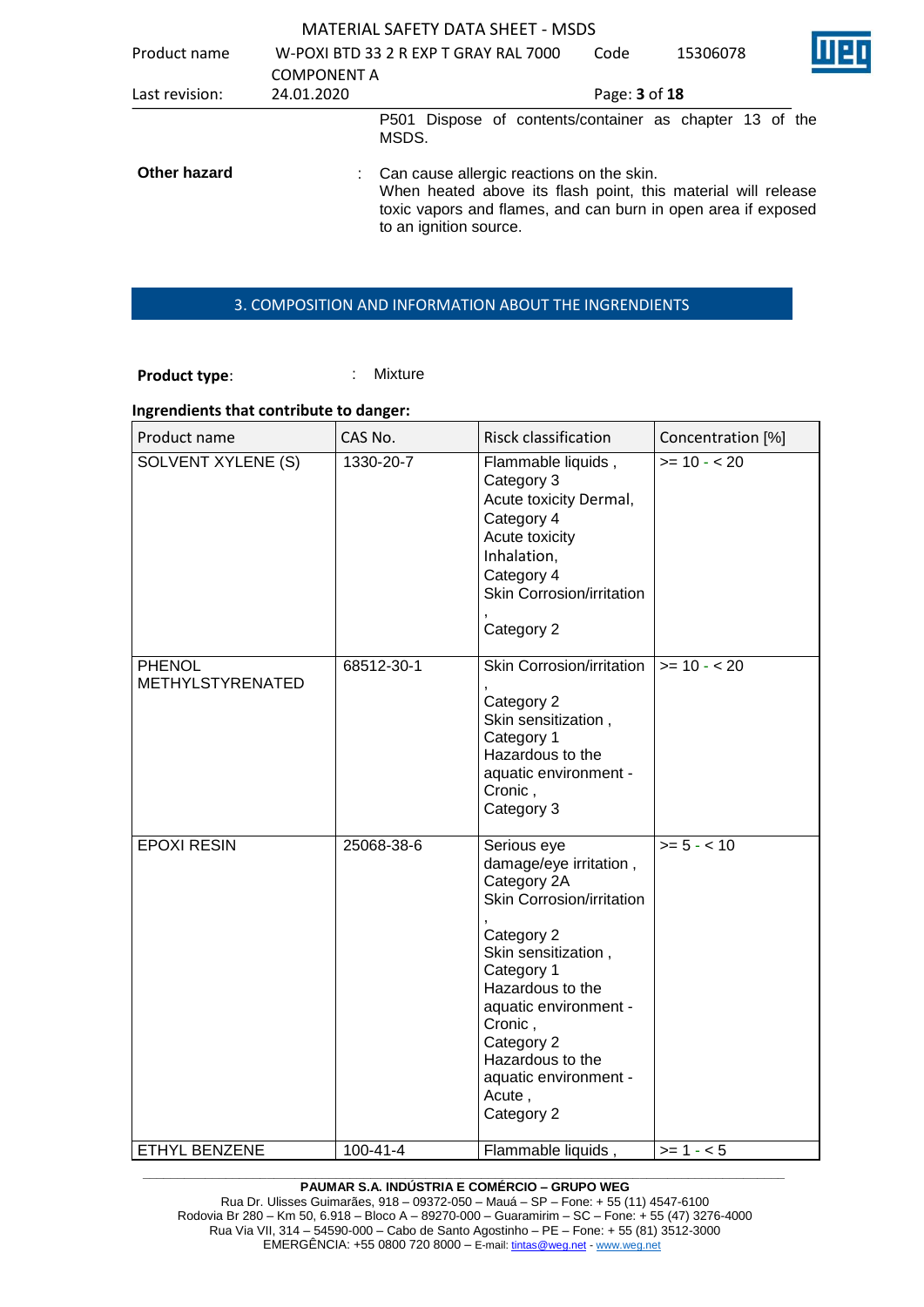P501 Dispose of contents/container as chapter 13 of the MSDS.

**Other hazard** : Can cause allergic reactions on the skin.
When heated above its flash point, this material will release toxic vapors and flames, and can burn in open area if exposed to an ignition source.

## 3. COMPOSITION AND INFORMATION ABOUT THE INGRENDIENTS

**Product type**: Mixture

**Ingrendients that contribute to danger:**

| Product name | CAS No. | Risck classification | Concentration [%] |
|---|---|---|---|
| SOLVENT XYLENE (S) | 1330-20-7 | Flammable liquids , Category 3<br>Acute toxicity Dermal, Category 4<br>Acute toxicity Inhalation, Category 4<br>Skin Corrosion/irritation , Category 2 | >= 10 - < 20 |
| PHENOL METHYLSTYRENATED | 68512-30-1 | Skin Corrosion/irritation , Category 2<br>Skin sensitization , Category 1<br>Hazardous to the aquatic environment - Cronic , Category 3 | >= 10 - < 20 |
| EPOXI RESIN | 25068-38-6 | Serious eye damage/eye irritation , Category 2A<br>Skin Corrosion/irritation , Category 2<br>Skin sensitization , Category 1<br>Hazardous to the aquatic environment - Cronic , Category 2<br>Hazardous to the aquatic environment - Acute , Category 2 | >= 5 - < 10 |
| ETHYL BENZENE | 100-41-4 | Flammable liquids , | >= 1 - < 5 |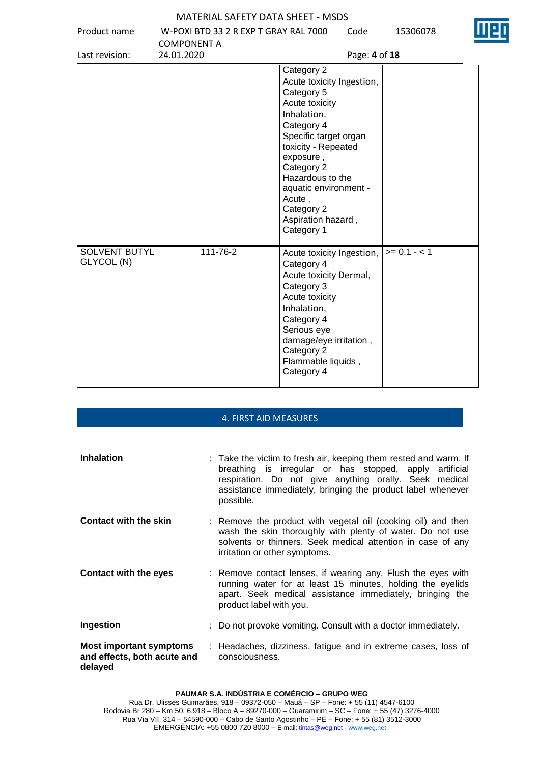| | | | |
|---|---|---|---|
| | | Category 2<br>Acute toxicity Ingestion, Category 5<br>Acute toxicity Inhalation, Category 4<br>Specific target organ toxicity - Repeated exposure , Category 2<br>Hazardous to the aquatic environment - Acute , Category 2<br>Aspiration hazard , Category 1 | |
| SOLVENT BUTYL GLYCOL (N) | 111-76-2 | Acute toxicity Ingestion, Category 4<br>Acute toxicity Dermal, Category 3<br>Acute toxicity Inhalation, Category 4<br>Serious eye damage/eye irritation , Category 2<br>Flammable liquids , Category 4 | >= 0,1 - < 1 |

## 4. FIRST AID MEASURES

**Inhalation** : Take the victim to fresh air, keeping them rested and warm. If breathing is irregular or has stopped, apply artificial respiration. Do not give anything orally. Seek medical assistance immediately, bringing the product label whenever possible.

**Contact with the skin** : Remove the product with vegetal oil (cooking oil) and then wash the skin thoroughly with plenty of water. Do not use solvents or thinners. Seek medical attention in case of any irritation or other symptoms.

**Contact with the eyes** : Remove contact lenses, if wearing any. Flush the eyes with running water for at least 15 minutes, holding the eyelids apart. Seek medical assistance immediately, bringing the product label with you.

**Ingestion** : Do not provoke vomiting. Consult with a doctor immediately.

**Most important symptoms and effects, both acute and delayed** : Headaches, dizziness, fatigue and in extreme cases, loss of consciousness.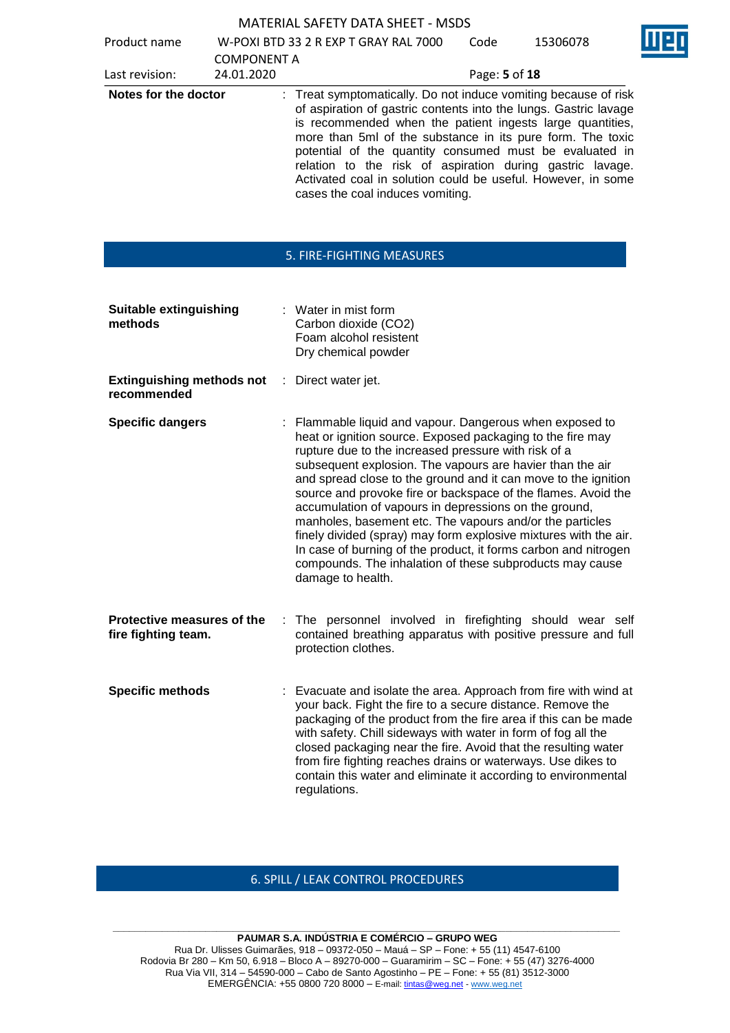**Notes for the doctor** : Treat symptomatically. Do not induce vomiting because of risk of aspiration of gastric contents into the lungs. Gastric lavage is recommended when the patient ingests large quantities, more than 5ml of the substance in its pure form. The toxic potential of the quantity consumed must be evaluated in relation to the risk of aspiration during gastric lavage. Activated coal in solution could be useful. However, in some cases the coal induces vomiting.

## 5. FIRE-FIGHTING MEASURES

**Suitable extinguishing methods** : Water in mist form
Carbon dioxide ($CO_2$)
Foam alcohol resistent
Dry chemical powder

**Extinguishing methods not recommended** : Direct water jet.

**Specific dangers** : Flammable liquid and vapour. Dangerous when exposed to heat or ignition source. Exposed packaging to the fire may rupture due to the increased pressure with risk of a subsequent explosion. The vapours are havier than the air and spread close to the ground and it can move to the ignition source and provoke fire or backspace of the flames. Avoid the accumulation of vapours in depressions on the ground, manholes, basement etc. The vapours and/or the particles finely divided (spray) may form explosive mixtures with the air. In case of burning of the product, it forms carbon and nitrogen compounds. The inhalation of these subproducts may cause damage to health.

**Protective measures of the fire fighting team.** : The personnel involved in firefighting should wear self contained breathing apparatus with positive pressure and full protection clothes.

**Specific methods** : Evacuate and isolate the area. Approach from fire with wind at your back. Fight the fire to a secure distance. Remove the packaging of the product from the fire area if this can be made with safety. Chill sideways with water in form of fog all the closed packaging near the fire. Avoid that the resulting water from fire fighting reaches drains or waterways. Use dikes to contain this water and eliminate it according to environmental regulations.

## 6. SPILL / LEAK CONTROL PROCEDURES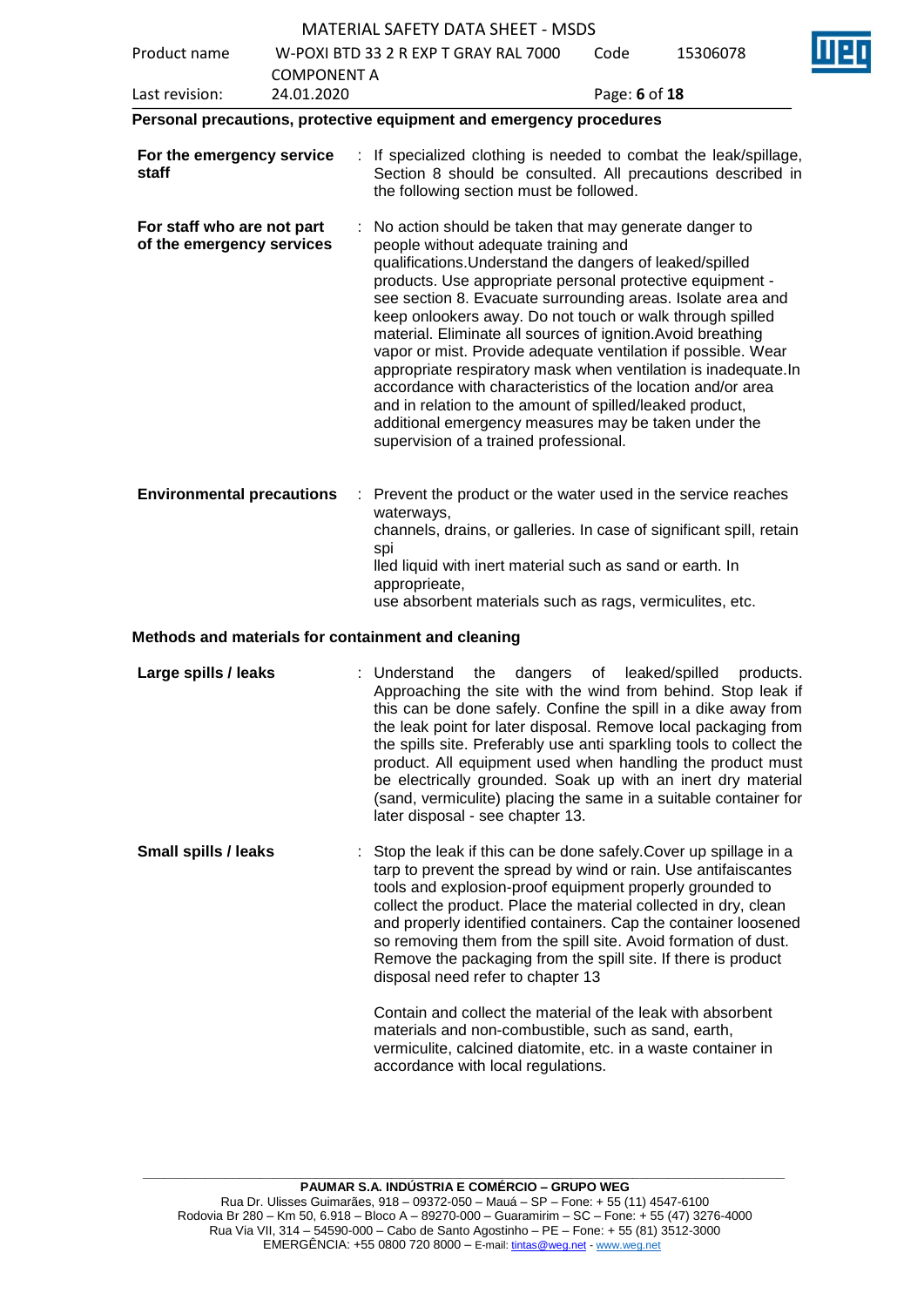**Personal precautions, protective equipment and emergency procedures**

**For the emergency service staff** : If specialized clothing is needed to combat the leak/spillage, Section 8 should be consulted. All precautions described in the following section must be followed.

**For staff who are not part of the emergency services** : No action should be taken that may generate danger to people without adequate training and qualifications.Understand the dangers of leaked/spilled products. Use appropriate personal protective equipment - see section 8. Evacuate surrounding areas. Isolate area and keep onlookers away. Do not touch or walk through spilled material. Eliminate all sources of ignition.Avoid breathing vapor or mist. Provide adequate ventilation if possible. Wear appropriate respiratory mask when ventilation is inadequate.In accordance with characteristics of the location and/or area and in relation to the amount of spilled/leaked product, additional emergency measures may be taken under the supervision of a trained professional.

**Environmental precautions** : Prevent the product or the water used in the service reaches waterways,
channels, drains, or galleries. In case of significant spill, retain spi
lled liquid with inert material such as sand or earth. In appropprieate,
use absorbent materials such as rags, vermiculites, etc.

**Methods and materials for containment and cleaning**

**Large spills / leaks** : Understand the dangers of leaked/spilled products. Approaching the site with the wind from behind. Stop leak if this can be done safely. Confine the spill in a dike away from the leak point for later disposal. Remove local packaging from the spills site. Preferably use anti sparkling tools to collect the product. All equipment used when handling the product must be electrically grounded. Soak up with an inert dry material (sand, vermiculite) placing the same in a suitable container for later disposal - see chapter 13.

**Small spills / leaks** : Stop the leak if this can be done safely.Cover up spillage in a tarp to prevent the spread by wind or rain. Use antifaiscantes tools and explosion-proof equipment properly grounded to collect the product. Place the material collected in dry, clean and properly identified containers. Cap the container loosened so removing them from the spill site. Avoid formation of dust. Remove the packaging from the spill site. If there is product disposal need refer to chapter 13

Contain and collect the material of the leak with absorbent materials and non-combustible, such as sand, earth, vermiculite, calcined diatomite, etc. in a waste container in accordance with local regulations.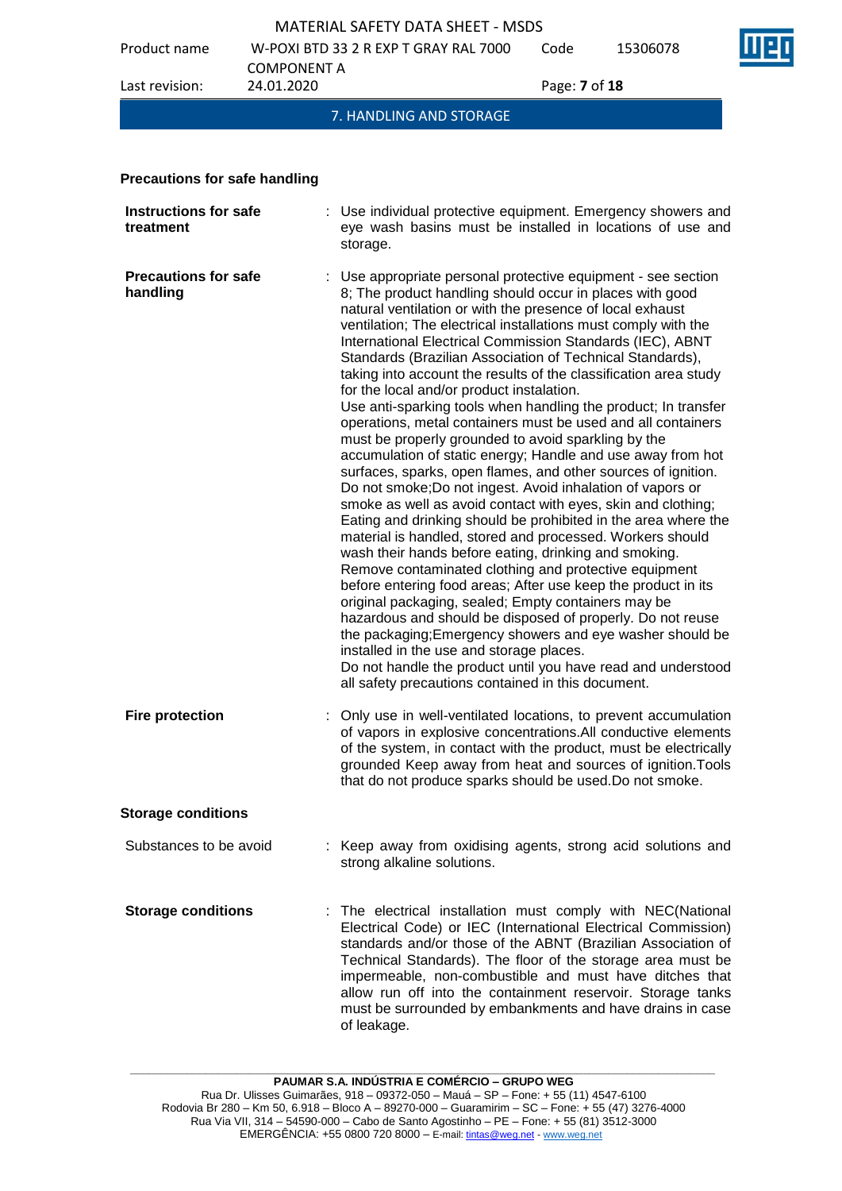## 7. HANDLING AND STORAGE

### Precautions for safe handling

**Instructions for safe treatment** : Use individual protective equipment. Emergency showers and eye wash basins must be installed in locations of use and storage.

**Precautions for safe handling** : Use appropriate personal protective equipment - see section 8; The product handling should occur in places with good natural ventilation or with the presence of local exhaust ventilation; The electrical installations must comply with the International Electrical Commission Standards (IEC), ABNT Standards (Brazilian Association of Technical Standards), taking into account the results of the classification area study for the local and/or product instalation.
Use anti-sparking tools when handling the product; In transfer operations, metal containers must be used and all containers must be properly grounded to avoid sparkling by the accumulation of static energy; Handle and use away from hot surfaces, sparks, open flames, and other sources of ignition. Do not smoke;Do not ingest. Avoid inhalation of vapors or smoke as well as avoid contact with eyes, skin and clothing; Eating and drinking should be prohibited in the area where the material is handled, stored and processed. Workers should wash their hands before eating, drinking and smoking. Remove contaminated clothing and protective equipment before entering food areas; After use keep the product in its original packaging, sealed; Empty containers may be hazardous and should be disposed of properly. Do not reuse the packaging;Emergency showers and eye washer should be installed in the use and storage places.
Do not handle the product until you have read and understood all safety precautions contained in this document.

**Fire protection** : Only use in well-ventilated locations, to prevent accumulation of vapors in explosive concentrations.All conductive elements of the system, in contact with the product, must be electrically grounded Keep away from heat and sources of ignition.Tools that do not produce sparks should be used.Do not smoke.

### Storage conditions

Substances to be avoid : Keep away from oxidising agents, strong acid solutions and strong alkaline solutions.

**Storage conditions** : The electrical installation must comply with NEC(National Electrical Code) or IEC (International Electrical Commission) standards and/or those of the ABNT (Brazilian Association of Technical Standards). The floor of the storage area must be impermeable, non-combustible and must have ditches that allow run off into the containment reservoir. Storage tanks must be surrounded by embankments and have drains in case of leakage.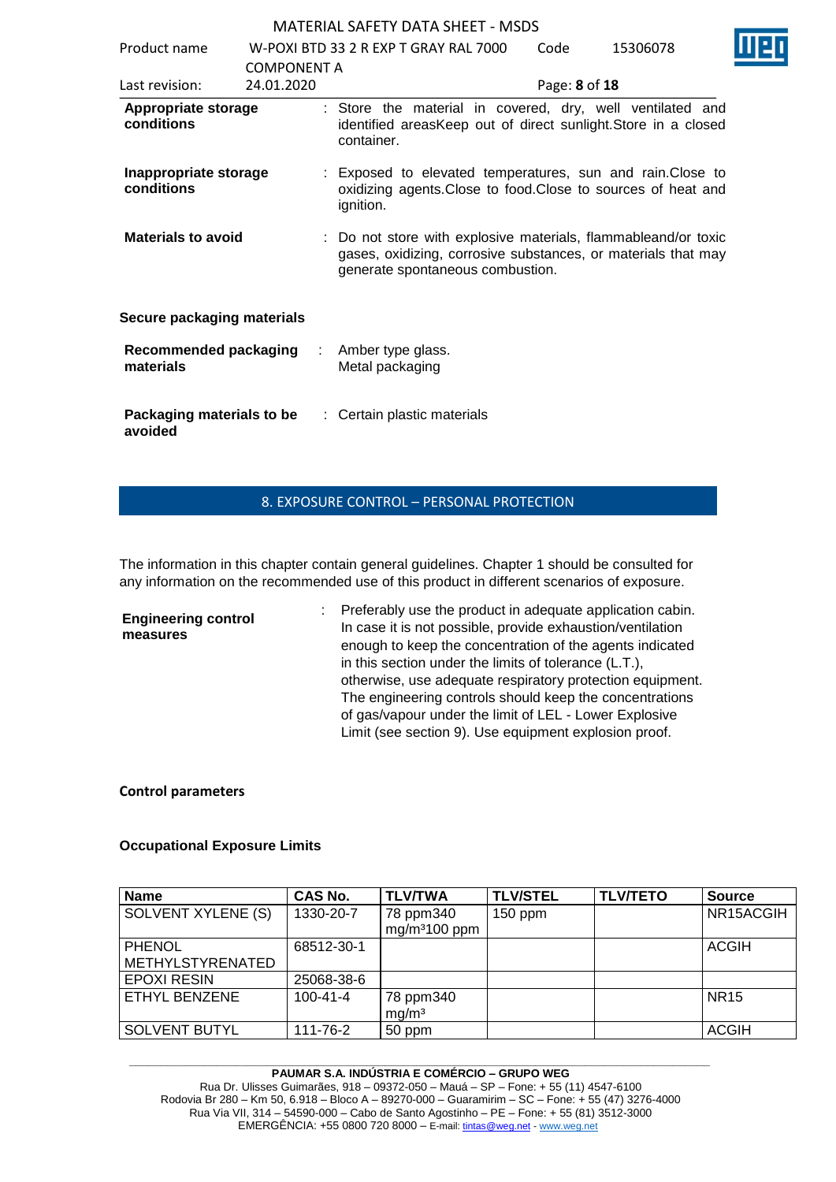**Appropriate storage conditions** : Store the material in covered, dry, well ventilated and identified areasKeep out of direct sunlight.Store in a closed container.

**Inappropriate storage conditions** : Exposed to elevated temperatures, sun and rain.Close to oxidizing agents.Close to food.Close to sources of heat and ignition.

**Materials to avoid** : Do not store with explosive materials, flammableand/or toxic gases, oxidizing, corrosive substances, or materials that may generate spontaneous combustion.

**Secure packaging materials**

**Recommended packaging materials** : Amber type glass. Metal packaging

**Packaging materials to be avoided** : Certain plastic materials

## 8. EXPOSURE CONTROL – PERSONAL PROTECTION

The information in this chapter contain general guidelines. Chapter 1 should be consulted for any information on the recommended use of this product in different scenarios of exposure.

**Engineering control measures** : Preferably use the product in adequate application cabin. In case it is not possible, provide exhaustion/ventilation enough to keep the concentration of the agents indicated in this section under the limits of tolerance (L.T.), otherwise, use adequate respiratory protection equipment. The engineering controls should keep the concentrations of gas/vapour under the limit of LEL - Lower Explosive Limit (see section 9). Use equipment explosion proof.

**Control parameters**

**Occupational Exposure Limits**

| Name | CAS No. | TLV/TWA | TLV/STEL | TLV/TETO | Source |
|---|---|---|---|---|---|
| SOLVENT XYLENE (S) | 1330-20-7 | 78 ppm340 mg/m³100 ppm | 150 ppm | | NR15ACGIH |
| PHENOL METHYLSTYRENATED | 68512-30-1 | | | | ACGIH |
| EPOXI RESIN | 25068-38-6 | | | | |
| ETHYL BENZENE | 100-41-4 | 78 ppm340 mg/m³ | | | NR15 |
| SOLVENT BUTYL | 111-76-2 | 50 ppm | | | ACGIH |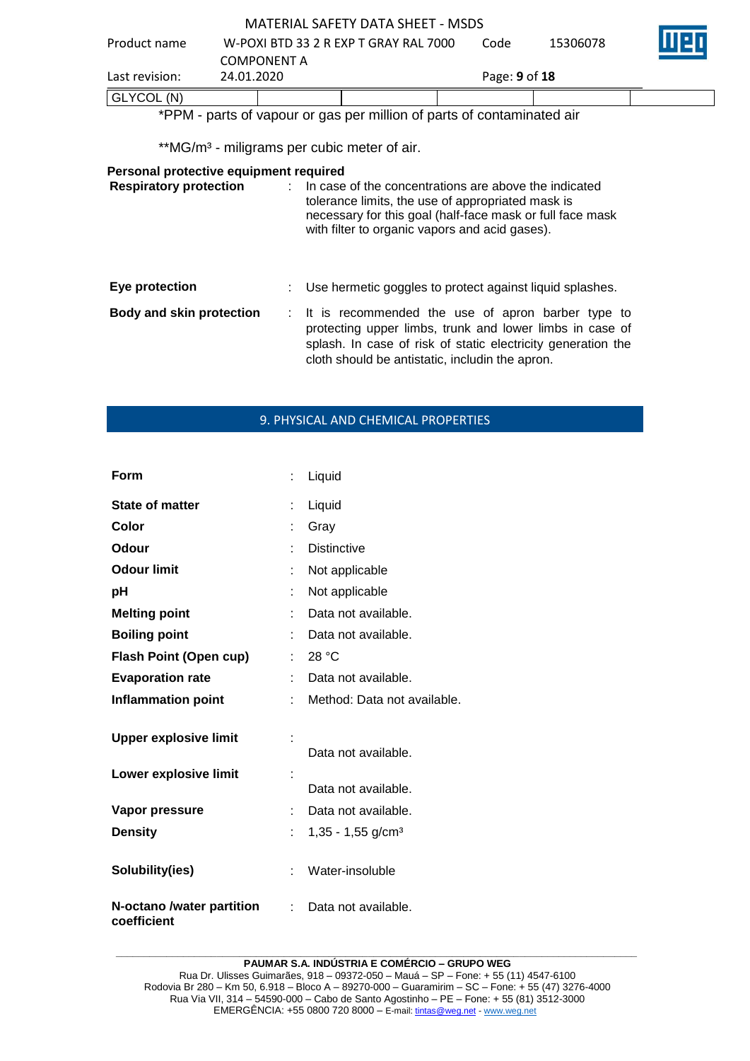| GLYCOL (N) | | | | | |
|---|---|---|---|---|---|

*PPM - parts of vapour or gas per million of parts of contaminated air

**MG/m³ - miligrams per cubic meter of air.

**Personal protective equipment required**

**Respiratory protection** : In case of the concentrations are above the indicated tolerance limits, the use of appropriated mask is necessary for this goal (half-face mask or full face mask with filter to organic vapors and acid gases).

**Eye protection** : Use hermetic goggles to protect against liquid splashes.

**Body and skin protection** : It is recommended the use of apron barber type to protecting upper limbs, trunk and lower limbs in case of splash. In case of risk of static electricity generation the cloth should be antistatic, includin the apron.

## 9. PHYSICAL AND CHEMICAL PROPERTIES

| | | |
|---|---|---|
| **Form** | : | Liquid |
| **State of matter** | : | Liquid |
| **Color** | : | Gray |
| **Odour** | : | Distinctive |
| **Odour limit** | : | Not applicable |
| **pH** | : | Not applicable |
| **Melting point** | : | Data not available. |
| **Boiling point** | : | Data not available. |
| **Flash Point (Open cup)** | : | 28 °C |
| **Evaporation rate** | : | Data not available. |
| **Inflammation point** | : | Method: Data not available. |
| **Upper explosive limit** | : | Data not available. |
| **Lower explosive limit** | : | Data not available. |
| **Vapor pressure** | : | Data not available. |
| **Density** | : | 1,35 - 1,55 g/cm³ |
| **Solubility(ies)** | : | Water-insoluble |
| **N-octano /water partition coefficient** | : | Data not available. |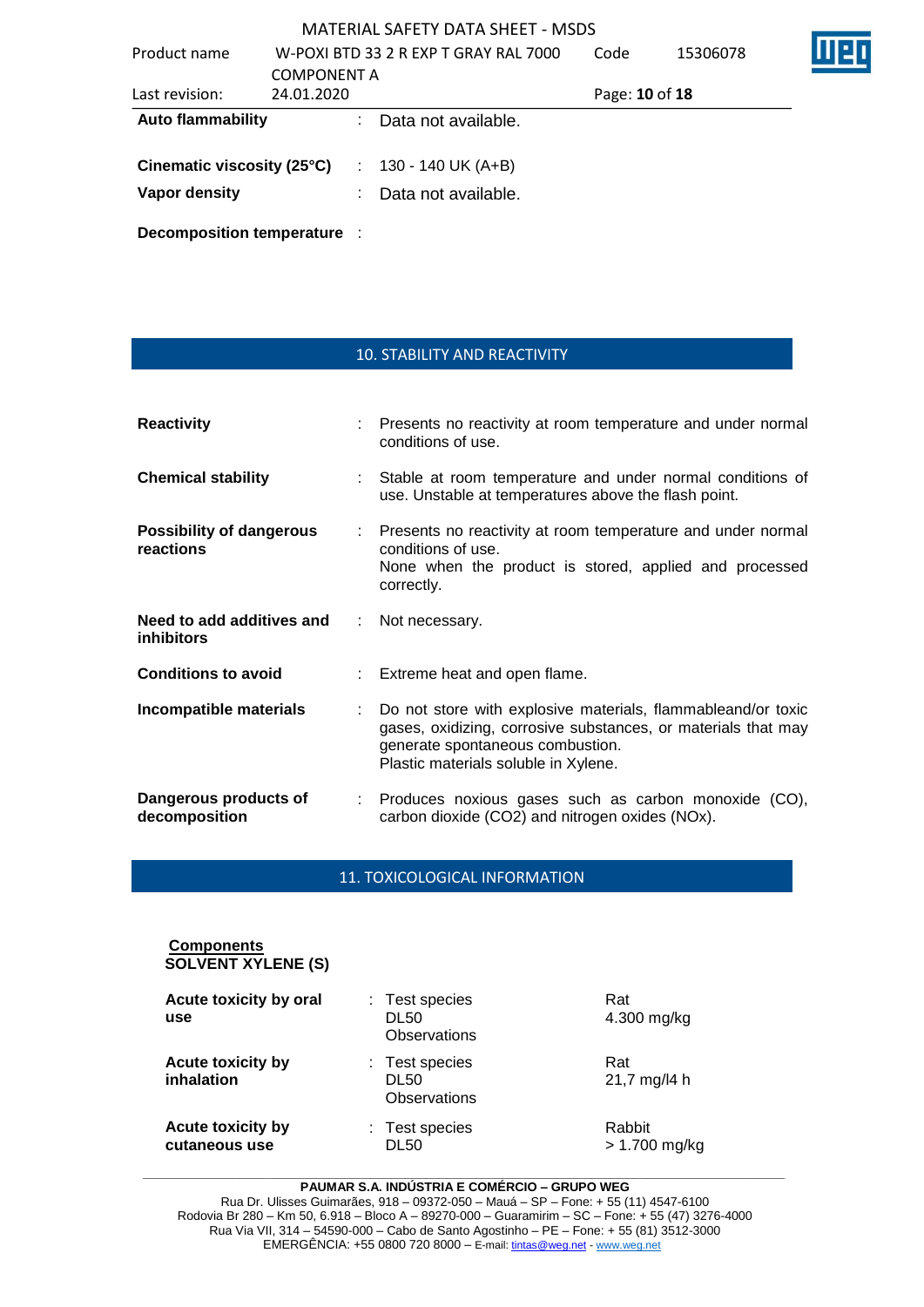| | | |
|---|---|---|
| **Auto flammability** | : | Data not available. |
| **Cinematic viscosity (25°C)** | : | 130 - 140 UK (A+B) |
| **Vapor density** | : | Data not available. |
| **Decomposition temperature** | : | |

## 10. STABILITY AND REACTIVITY

| | | |
|---|---|---|
| **Reactivity** | : | Presents no reactivity at room temperature and under normal conditions of use. |
| **Chemical stability** | : | Stable at room temperature and under normal conditions of use. Unstable at temperatures above the flash point. |
| **Possibility of dangerous reactions** | : | Presents no reactivity at room temperature and under normal conditions of use.<br>None when the product is stored, applied and processed correctly. |
| **Need to add additives and inhibitors** | : | Not necessary. |
| **Conditions to avoid** | : | Extreme heat and open flame. |
| **Incompatible materials** | : | Do not store with explosive materials, flammableand/or toxic gases, oxidizing, corrosive substances, or materials that may generate spontaneous combustion.<br>Plastic materials soluble in Xylene. |
| **Dangerous products of decomposition** | : | Produces noxious gases such as carbon monoxide (CO), carbon dioxide ($CO_2$) and nitrogen oxides ($NO_x$). |

## 11. TOXICOLOGICAL INFORMATION

**Components**

**SOLVENT XYLENE (S)**

| | | | |
|---|---|---|---|
| **Acute toxicity by oral use** | : | Test species<br>DL50<br>Observations | Rat<br>4.300 mg/kg |
| **Acute toxicity by inhalation** | : | Test species<br>DL50<br>Observations | Rat<br>21,7 mg/l4 h |
| **Acute toxicity by cutaneous use** | : | Test species<br>DL50 | Rabbit<br>> 1.700 mg/kg |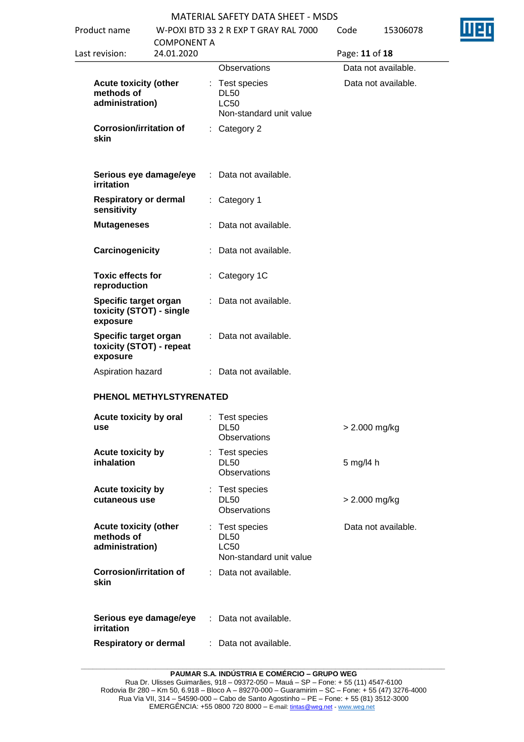| | | | |
|---|---|---|---|
| | | Observations | Data not available. |
| **Acute toxicity (other methods of administration)** | : | Test species<br>DL50<br>LC50<br>Non-standard unit value | Data not available. |
| **Corrosion/irritation of skin** | : | Category 2 | |
| **Serious eye damage/eye irritation** | : | Data not available. | |
| **Respiratory or dermal sensitivity** | : | Category 1 | |
| **Mutageneses** | : | Data not available. | |
| **Carcinogenicity** | : | Data not available. | |
| **Toxic effects for reproduction** | : | Category 1C | |
| **Specific target organ toxicity (STOT) - single exposure** | : | Data not available. | |
| **Specific target organ toxicity (STOT) - repeat exposure** | : | Data not available. | |
| Aspiration hazard | : | Data not available. | |

**PHENOL METHYLSTYRENATED**

| | | | |
|---|---|---|---|
| **Acute toxicity by oral use** | : | Test species<br>DL50<br>Observations | > 2.000 mg/kg |
| **Acute toxicity by inhalation** | : | Test species<br>DL50<br>Observations | 5 mg/l4 h |
| **Acute toxicity by cutaneous use** | : | Test species<br>DL50<br>Observations | > 2.000 mg/kg |
| **Acute toxicity (other methods of administration)** | : | Test species<br>DL50<br>LC50<br>Non-standard unit value | Data not available. |
| **Corrosion/irritation of skin** | : | Data not available. | |
| **Serious eye damage/eye irritation** | : | Data not available. | |
| **Respiratory or dermal** | : | Data not available. | |

**PAUMAR S.A. INDÚSTRIA E COMÉRCIO – GRUPO WEG**
Rua Dr. Ulisses Guimarães, 918 – 09372-050 – Mauá – SP – Fone: + 55 (11) 4547-6100
Rodovia Br 280 – Km 50, 6.918 – Bloco A – 89270-000 – Guaramirim – SC – Fone: + 55 (47) 3276-4000
Rua Via VII, 314 – 54590-000 – Cabo de Santo Agostinho – PE – Fone: + 55 (81) 3512-3000
EMERGÊNCIA: +55 0800 720 8000 – E-mail: tintas@weg.net - www.weg.net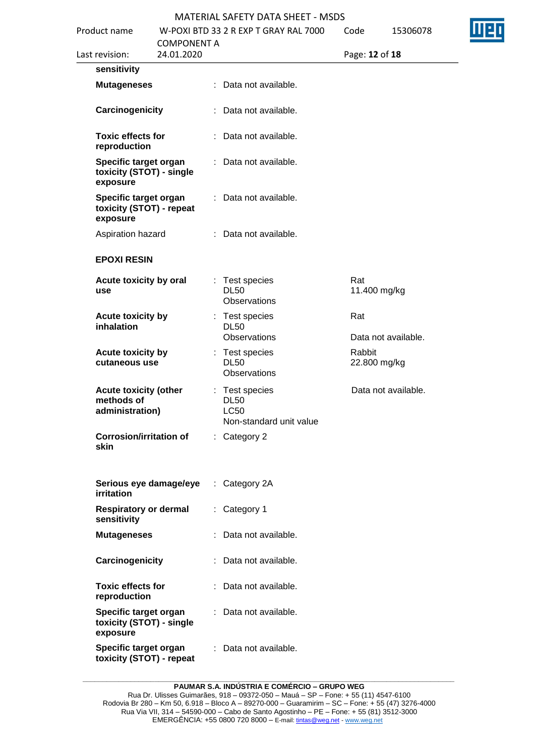**sensitivity**

| | | | |
|---|---|---|---|
| **Mutageneses** | : | Data not available. | |
| **Carcinogenicity** | : | Data not available. | |
| **Toxic effects for reproduction** | : | Data not available. | |
| **Specific target organ toxicity (STOT) - single exposure** | : | Data not available. | |
| **Specific target organ toxicity (STOT) - repeat exposure** | : | Data not available. | |
| Aspiration hazard | : | Data not available. | |

**EPOXI RESIN**

| | | | |
|---|---|---|---|
| **Acute toxicity by oral use** | : | Test species<br>DL50<br>Observations | Rat<br>11.400 mg/kg |
| **Acute toxicity by inhalation** | : | Test species<br>DL50<br>Observations | Rat<br><br>Data not available. |
| **Acute toxicity by cutaneous use** | : | Test species<br>DL50<br>Observations | Rabbit<br>22.800 mg/kg |
| **Acute toxicity (other methods of administration)** | : | Test species<br>DL50<br>LC50<br>Non-standard unit value | Data not available. |
| **Corrosion/irritation of skin** | : | Category 2 | |
| **Serious eye damage/eye irritation** | : | Category 2A | |
| **Respiratory or dermal sensitivity** | : | Category 1 | |
| **Mutageneses** | : | Data not available. | |
| **Carcinogenicity** | : | Data not available. | |
| **Toxic effects for reproduction** | : | Data not available. | |
| **Specific target organ toxicity (STOT) - single exposure** | : | Data not available. | |
| **Specific target organ toxicity (STOT) - repeat** | : | Data not available. | |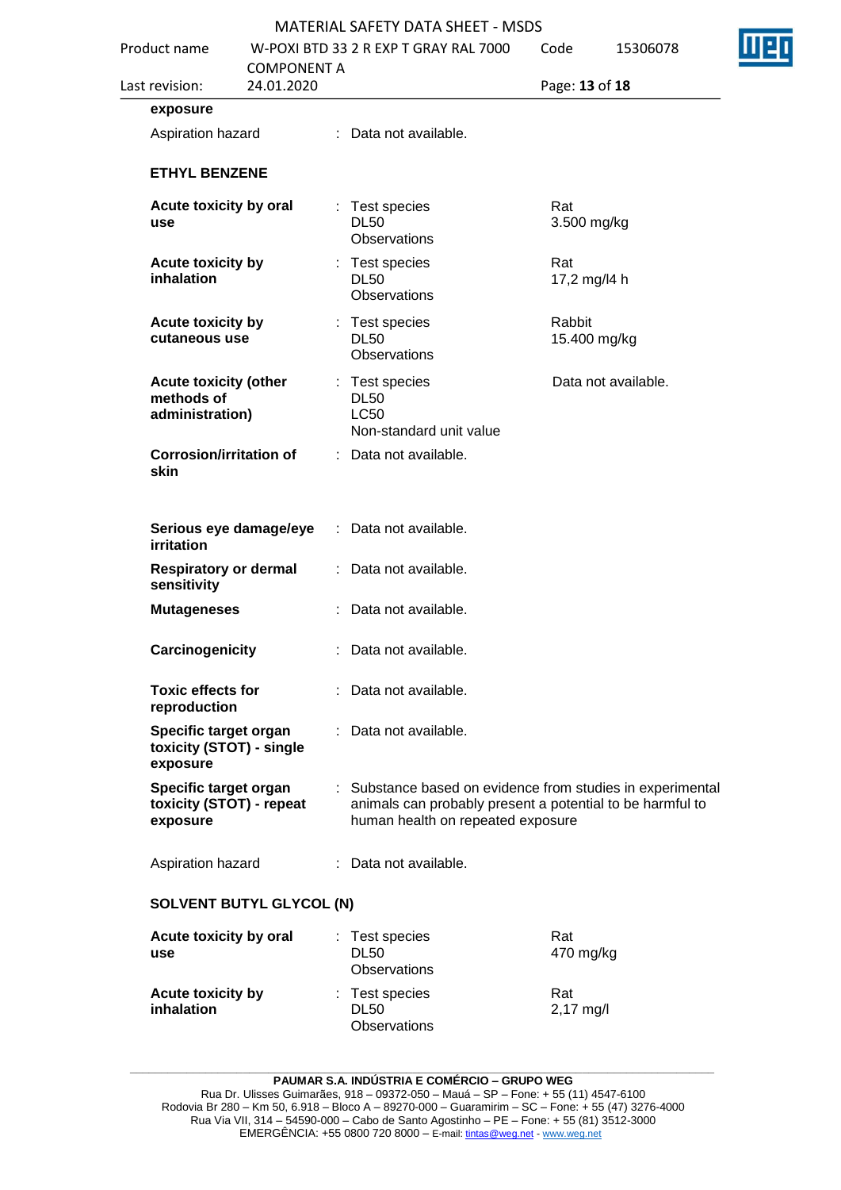**exposure**

| | | |
|---|---|---|
| Aspiration hazard | : Data not available. | |

**ETHYL BENZENE**

| | | |
|---|---|---|
| **Acute toxicity by oral use** | : Test species<br>DL50<br>Observations | Rat<br>3.500 mg/kg |
| **Acute toxicity by inhalation** | : Test species<br>DL50<br>Observations | Rat<br>17,2 mg/l4 h |
| **Acute toxicity by cutaneous use** | : Test species<br>DL50<br>Observations | Rabbit<br>15.400 mg/kg |
| **Acute toxicity (other methods of administration)** | : Test species<br>DL50<br>LC50<br>Non-standard unit value | Data not available. |
| **Corrosion/irritation of skin** | : Data not available. | |
| **Serious eye damage/eye irritation** | : Data not available. | |
| **Respiratory or dermal sensitivity** | : Data not available. | |
| **Mutageneses** | : Data not available. | |
| **Carcinogenicity** | : Data not available. | |
| **Toxic effects for reproduction** | : Data not available. | |
| **Specific target organ toxicity (STOT) - single exposure** | : Data not available. | |
| **Specific target organ toxicity (STOT) - repeat exposure** | : Substance based on evidence from studies in experimental animals can probably present a potential to be harmful to human health on repeated exposure | |
| Aspiration hazard | : Data not available. | |

**SOLVENT BUTYL GLYCOL (N)**

| | | |
|---|---|---|
| **Acute toxicity by oral use** | : Test species<br>DL50<br>Observations | Rat<br>470 mg/kg |
| **Acute toxicity by inhalation** | : Test species<br>DL50<br>Observations | Rat<br>2,17 mg/l |

**PAUMAR S.A. INDÚSTRIA E COMÉRCIO – GRUPO WEG**
Rua Dr. Ulisses Guimarães, 918 – 09372-050 – Mauá – SP – Fone: + 55 (11) 4547-6100
Rodovia Br 280 – Km 50, 6.918 – Bloco A – 89270-000 – Guaramirim – SC – Fone: + 55 (47) 3276-4000
Rua Via VII, 314 – 54590-000 – Cabo de Santo Agostinho – PE – Fone: + 55 (81) 3512-3000
EMERGÊNCIA: +55 0800 720 8000 – E-mail: tintas@weg.net - www.weg.net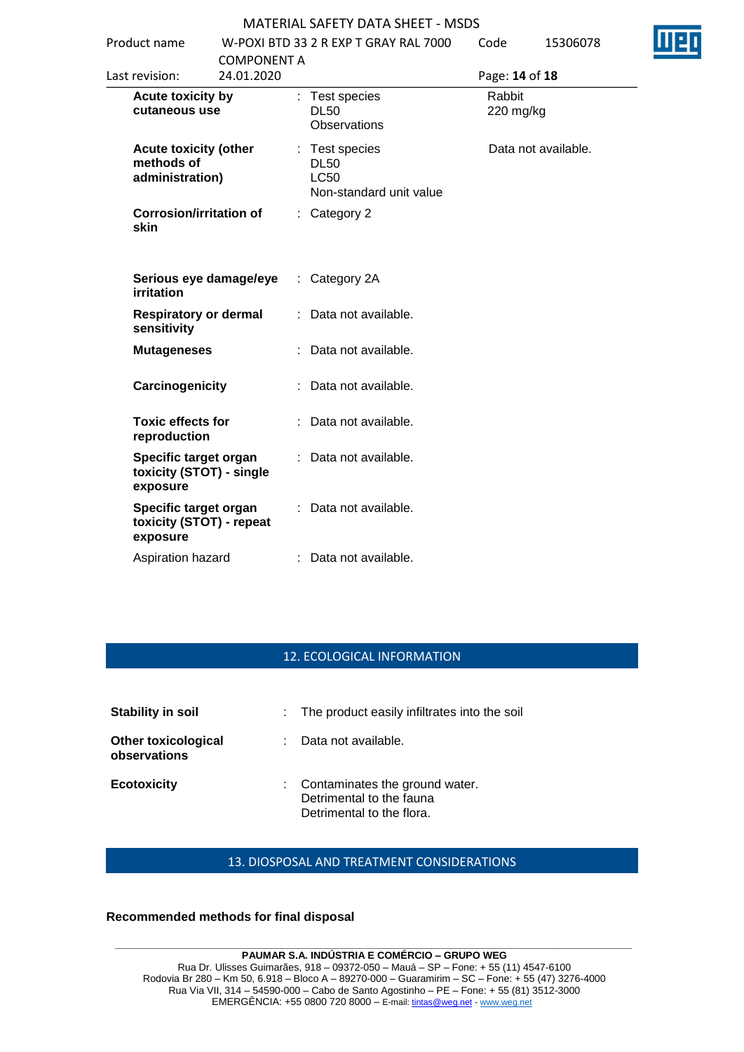| | | | |
|---|---|---|---|
| **Acute toxicity by cutaneous use** | : | Test species<br>DL50<br>Observations | Rabbit<br>220 mg/kg |
| **Acute toxicity (other methods of administration)** | : | Test species<br>DL50<br>LC50<br>Non-standard unit value | Data not available. |
| **Corrosion/irritation of skin** | : | Category 2 | |
| **Serious eye damage/eye irritation** | : | Category 2A | |
| **Respiratory or dermal sensitivity** | : | Data not available. | |
| **Mutageneses** | : | Data not available. | |
| **Carcinogenicity** | : | Data not available. | |
| **Toxic effects for reproduction** | : | Data not available. | |
| **Specific target organ toxicity (STOT) - single exposure** | : | Data not available. | |
| **Specific target organ toxicity (STOT) - repeat exposure** | : | Data not available. | |
| Aspiration hazard | : | Data not available. | |

## 12. ECOLOGICAL INFORMATION

| | | |
|---|---|---|
| **Stability in soil** | : | The product easily infiltrates into the soil |
| **Other toxicological observations** | : | Data not available. |
| **Ecotoxicity** | : | Contaminates the ground water.<br>Detrimental to the fauna<br>Detrimental to the flora. |

## 13. DIOSPOSAL AND TREATMENT CONSIDERATIONS

**Recommended methods for final disposal**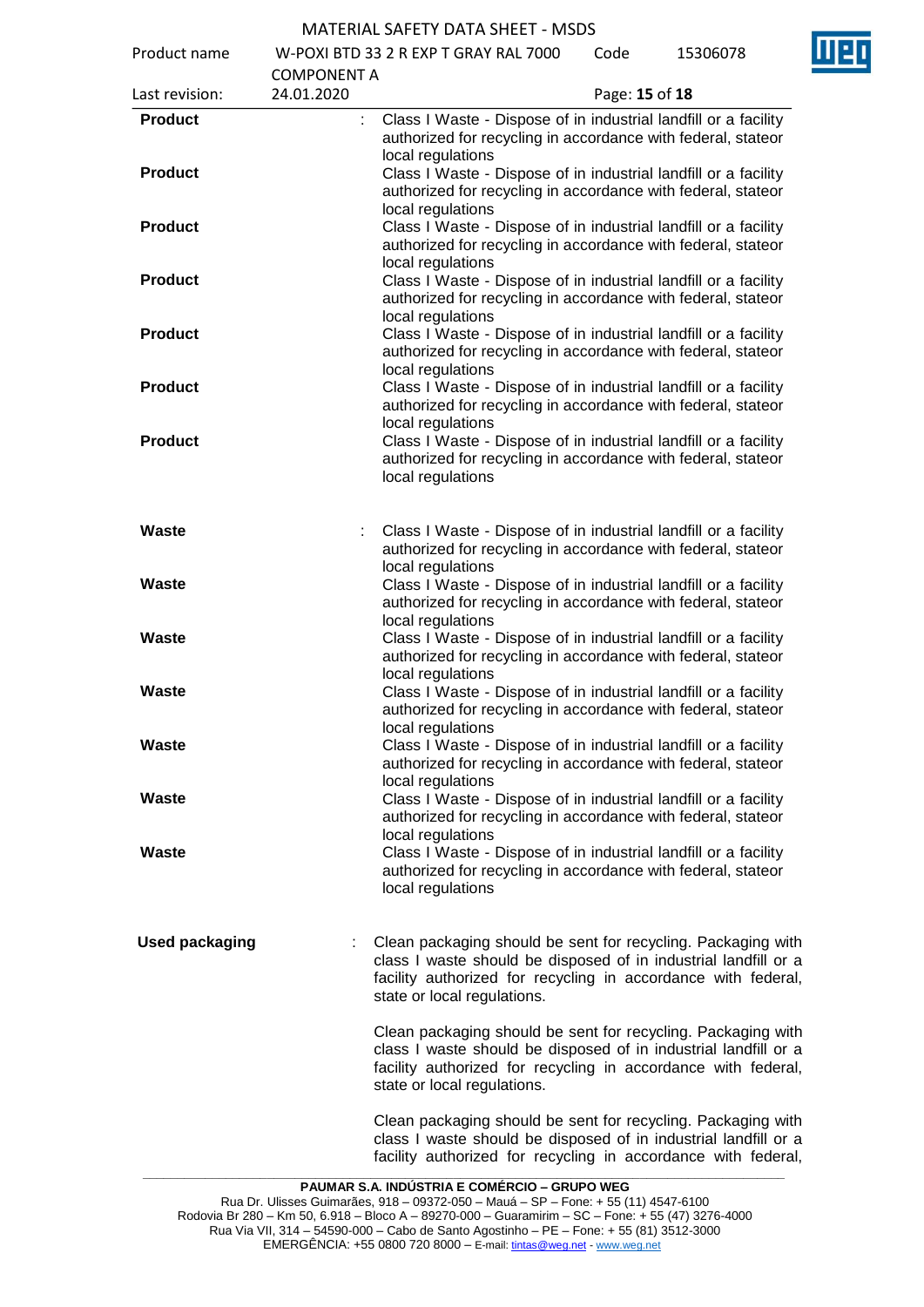**Product** : Class I Waste - Dispose of in industrial landfill or a facility authorized for recycling in accordance with federal, stateor local regulations

**Product** Class I Waste - Dispose of in industrial landfill or a facility authorized for recycling in accordance with federal, stateor local regulations

**Product** Class I Waste - Dispose of in industrial landfill or a facility authorized for recycling in accordance with federal, stateor local regulations

**Product** Class I Waste - Dispose of in industrial landfill or a facility authorized for recycling in accordance with federal, stateor local regulations

**Product** Class I Waste - Dispose of in industrial landfill or a facility authorized for recycling in accordance with federal, stateor local regulations

**Product** Class I Waste - Dispose of in industrial landfill or a facility authorized for recycling in accordance with federal, stateor local regulations

**Product** Class I Waste - Dispose of in industrial landfill or a facility authorized for recycling in accordance with federal, stateor local regulations

**Waste** : Class I Waste - Dispose of in industrial landfill or a facility authorized for recycling in accordance with federal, stateor local regulations

**Waste** Class I Waste - Dispose of in industrial landfill or a facility authorized for recycling in accordance with federal, stateor local regulations

**Waste** Class I Waste - Dispose of in industrial landfill or a facility authorized for recycling in accordance with federal, stateor local regulations

**Waste** Class I Waste - Dispose of in industrial landfill or a facility authorized for recycling in accordance with federal, stateor local regulations

**Waste** Class I Waste - Dispose of in industrial landfill or a facility authorized for recycling in accordance with federal, stateor local regulations

**Waste** Class I Waste - Dispose of in industrial landfill or a facility authorized for recycling in accordance with federal, stateor local regulations

**Waste** Class I Waste - Dispose of in industrial landfill or a facility authorized for recycling in accordance with federal, stateor local regulations

**Used packaging** : Clean packaging should be sent for recycling. Packaging with class I waste should be disposed of in industrial landfill or a facility authorized for recycling in accordance with federal, state or local regulations.

Clean packaging should be sent for recycling. Packaging with class I waste should be disposed of in industrial landfill or a facility authorized for recycling in accordance with federal, state or local regulations.

Clean packaging should be sent for recycling. Packaging with class I waste should be disposed of in industrial landfill or a facility authorized for recycling in accordance with federal,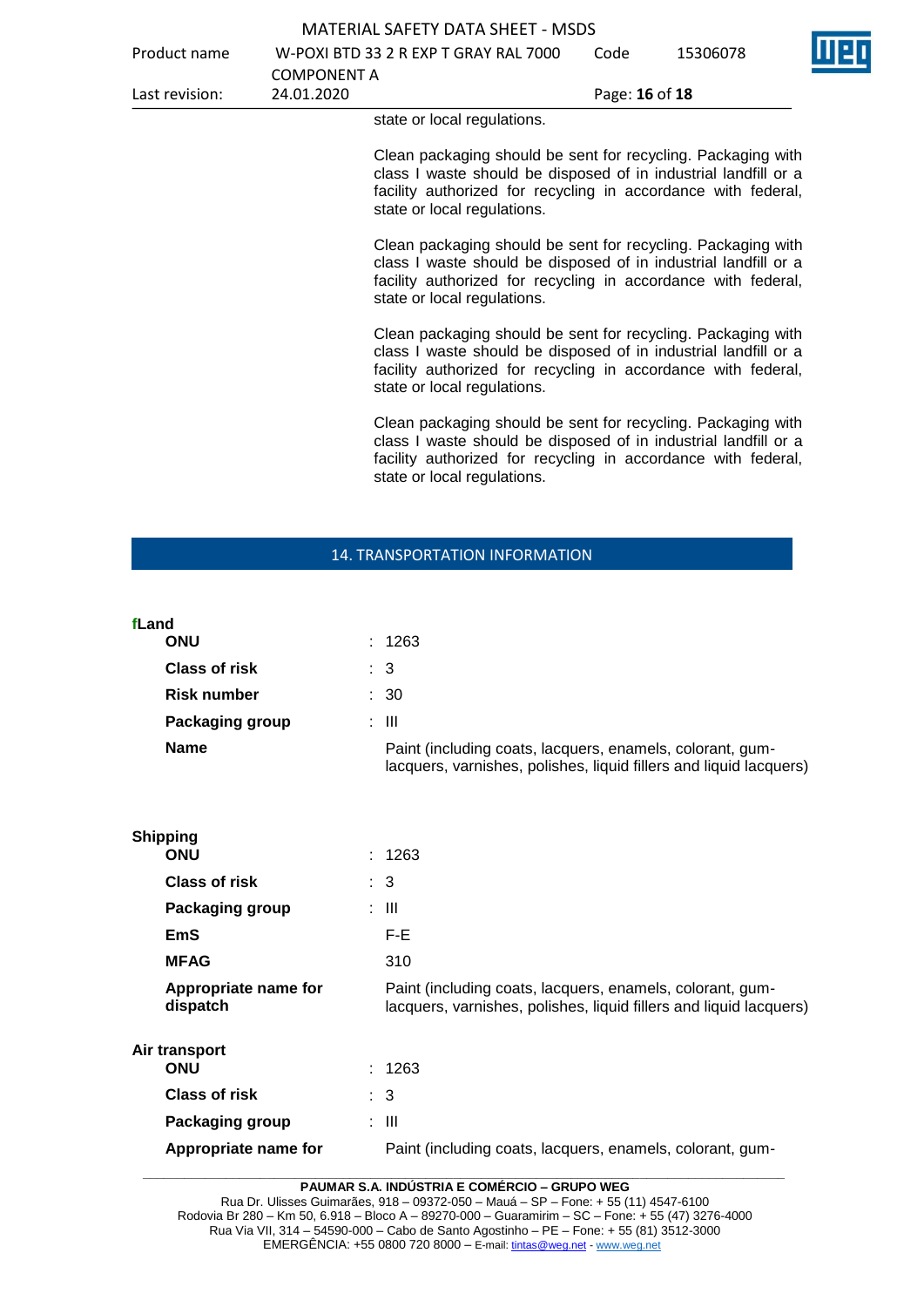state or local regulations.

Clean packaging should be sent for recycling. Packaging with class I waste should be disposed of in industrial landfill or a facility authorized for recycling in accordance with federal, state or local regulations.

Clean packaging should be sent for recycling. Packaging with class I waste should be disposed of in industrial landfill or a facility authorized for recycling in accordance with federal, state or local regulations.

Clean packaging should be sent for recycling. Packaging with class I waste should be disposed of in industrial landfill or a facility authorized for recycling in accordance with federal, state or local regulations.

Clean packaging should be sent for recycling. Packaging with class I waste should be disposed of in industrial landfill or a facility authorized for recycling in accordance with federal, state or local regulations.

## 14. TRANSPORTATION INFORMATION

**fLand**

**ONU** : 1263

**Class of risk** : 3

**Risk number** : 30

**Packaging group** : III

**Name** Paint (including coats, lacquers, enamels, colorant, gum-lacquers, varnishes, polishes, liquid fillers and liquid lacquers)

**Shipping**

**ONU** : 1263

**Class of risk** : 3

**Packaging group** : III

**EmS** F-E

**MFAG** 310

**Appropriate name for dispatch** Paint (including coats, lacquers, enamels, colorant, gum-lacquers, varnishes, polishes, liquid fillers and liquid lacquers)

**Air transport**

**ONU** : 1263

**Class of risk** : 3

**Packaging group** : III

**Appropriate name for** Paint (including coats, lacquers, enamels, colorant, gum-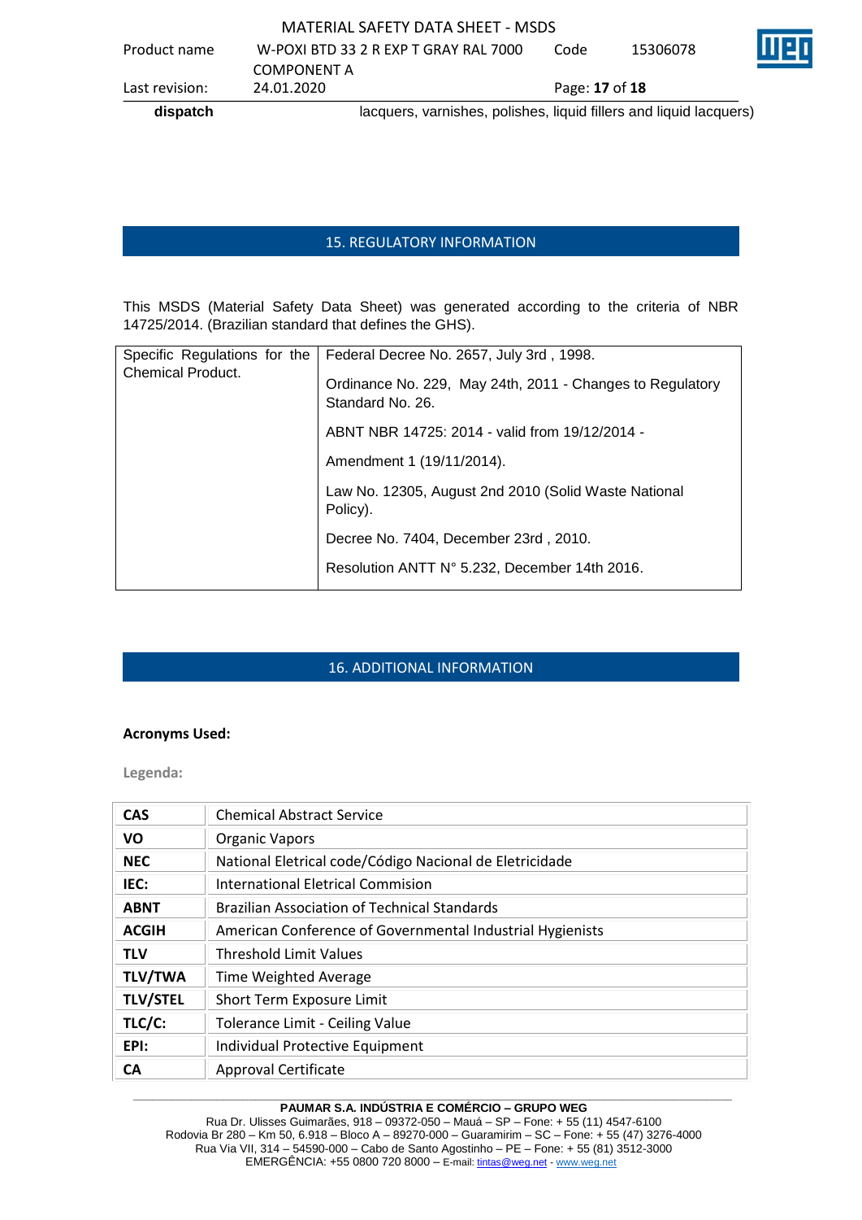| dispatch | lacquers, varnishes, polishes, liquid fillers and liquid lacquers) |
|---|---|

## 15. REGULATORY INFORMATION

This MSDS (Material Safety Data Sheet) was generated according to the criteria of NBR 14725/2014. (Brazilian standard that defines the GHS).

| Specific Regulations for the Chemical Product. | Federal Decree No. 2657, July 3rd , 1998.<br>Ordinance No. 229, May 24th, 2011 - Changes to Regulatory Standard No. 26.<br>ABNT NBR 14725: 2014 - valid from 19/12/2014 -<br>Amendment 1 (19/11/2014).<br>Law No. 12305, August 2nd 2010 (Solid Waste National Policy).<br>Decree No. 7404, December 23rd , 2010.<br>Resolution ANTT N° 5.232, December 14th 2016. |
|---|---|

## 16. ADDITIONAL INFORMATION

**Acronyms Used:**

**Legenda:**

| | |
|---|---|
| **CAS** | Chemical Abstract Service |
| **VO** | Organic Vapors |
| **NEC** | National Eletrical code/Código Nacional de Eletricidade |
| **IEC:** | International Eletrical Commision |
| **ABNT** | Brazilian Association of Technical Standards |
| **ACGIH** | American Conference of Governmental Industrial Hygienists |
| **TLV** | Threshold Limit Values |
| **TLV/TWA** | Time Weighted Average |
| **TLV/STEL** | Short Term Exposure Limit |
| **TLC/C:** | Tolerance Limit - Ceiling Value |
| **EPI:** | Individual Protective Equipment |
| **CA** | Approval Certificate |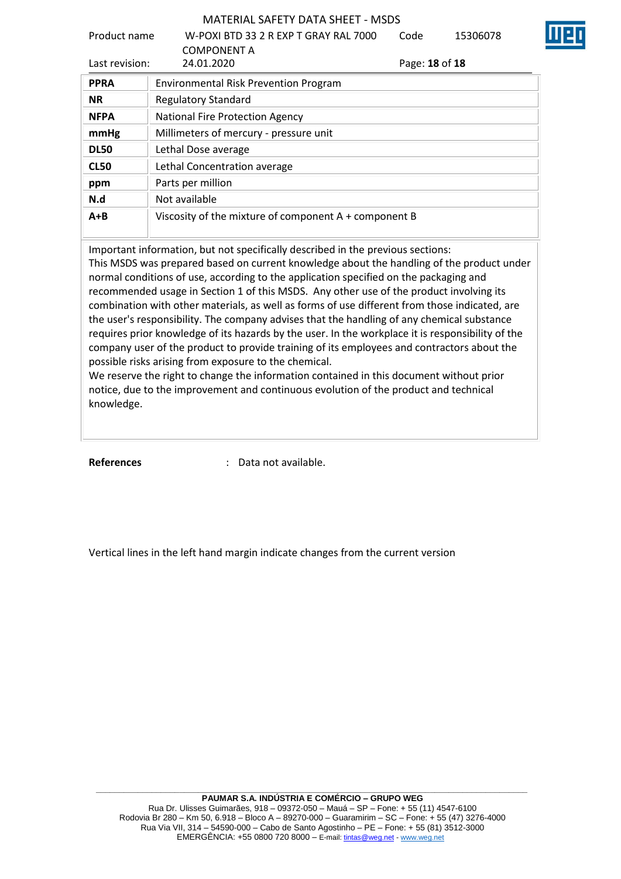| | |
|---|---|
| **PPRA** | Environmental Risk Prevention Program |
| **NR** | Regulatory Standard |
| **NFPA** | National Fire Protection Agency |
| **mmHg** | Millimeters of mercury - pressure unit |
| **DL50** | Lethal Dose average |
| **CL50** | Lethal Concentration average |
| **ppm** | Parts per million |
| **N.d** | Not available |
| **A+B** | Viscosity of the mixture of component A + component B |

Important information, but not specifically described in the previous sections:
This MSDS was prepared based on current knowledge about the handling of the product under normal conditions of use, according to the application specified on the packaging and recommended usage in Section 1 of this MSDS. Any other use of the product involving its combination with other materials, as well as forms of use different from those indicated, are the user's responsibility. The company advises that the handling of any chemical substance requires prior knowledge of its hazards by the user. In the workplace it is responsibility of the company user of the product to provide training of its employees and contractors about the possible risks arising from exposure to the chemical.
We reserve the right to change the information contained in this document without prior notice, due to the improvement and continuous evolution of the product and technical knowledge.

**References** : Data not available.

Vertical lines in the left hand margin indicate changes from the current version